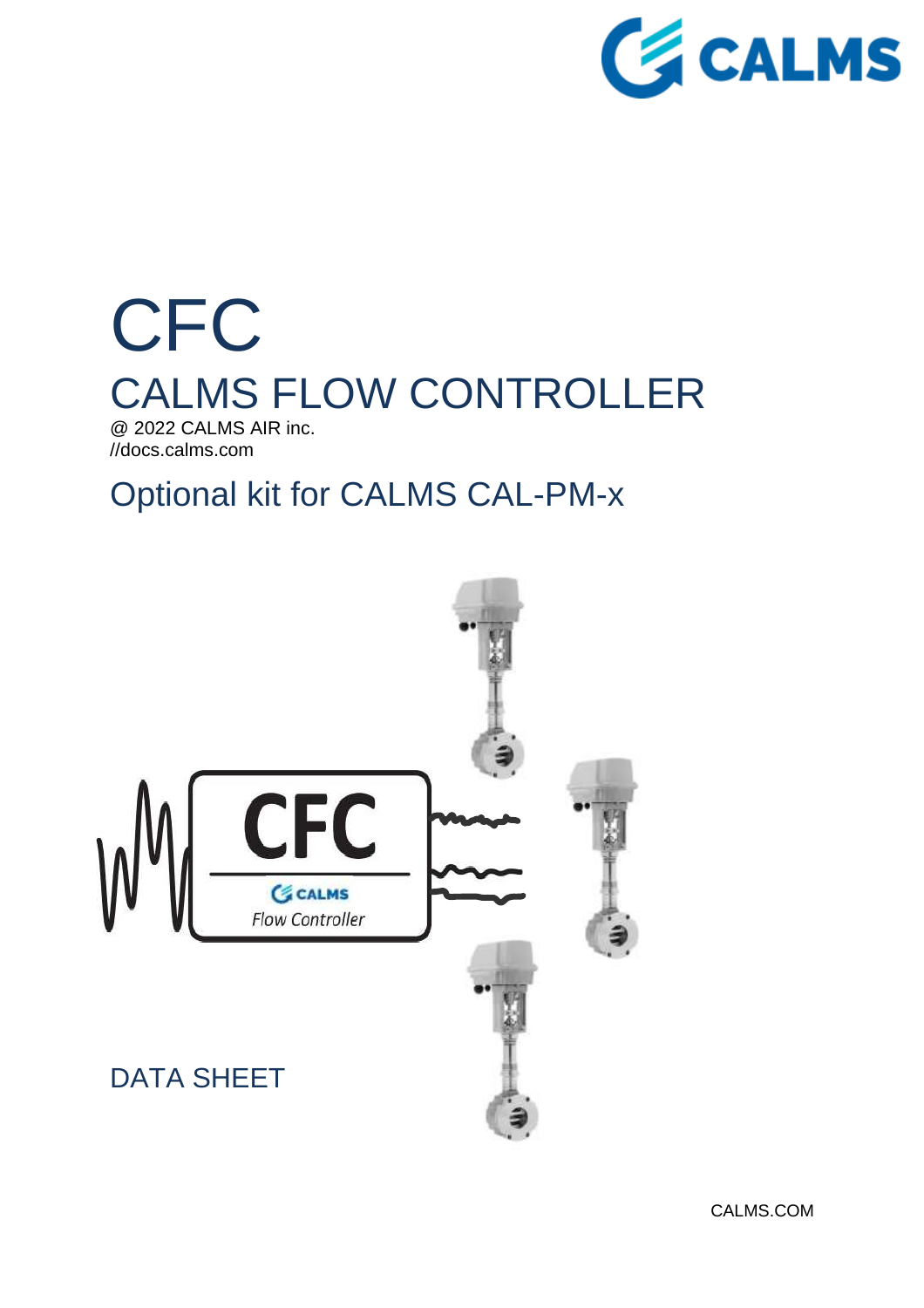# CFC

## CALMS FLOW CONTROLLER

@ 2022 CALMS AIR inc.
//docs.calms.com

## Optional kit for CALMS CAL-PM-x

DATA SHEET

CALMS.COM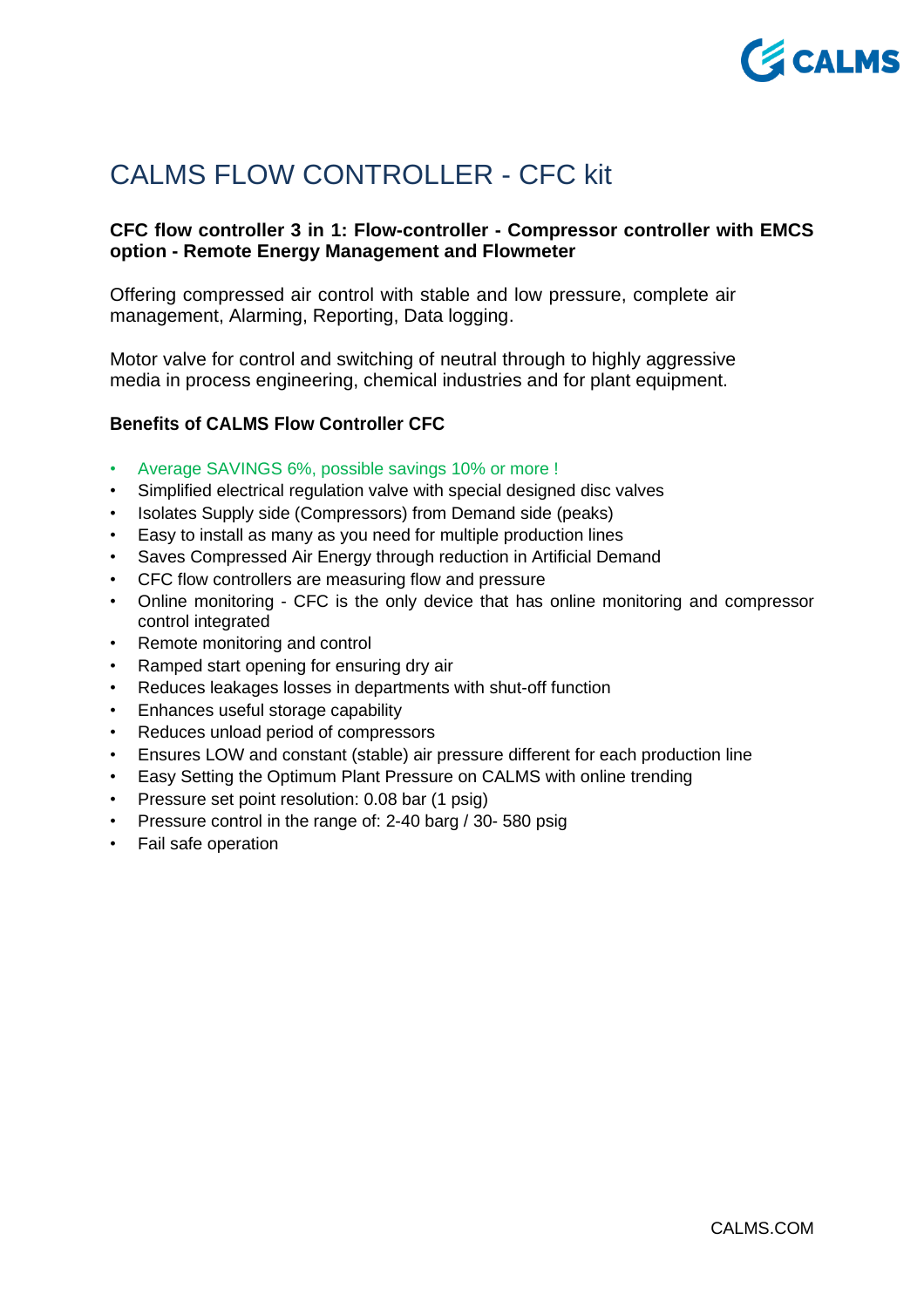# CALMS FLOW CONTROLLER - CFC kit

**CFC flow controller 3 in 1: Flow-controller - Compressor controller with EMCS option - Remote Energy Management and Flowmeter**

Offering compressed air control with stable and low pressure, complete air management, Alarming, Reporting, Data logging.

Motor valve for control and switching of neutral through to highly aggressive media in process engineering, chemical industries and for plant equipment.

**Benefits of CALMS Flow Controller CFC**

- Average SAVINGS 6%, possible savings 10% or more !
- Simplified electrical regulation valve with special designed disc valves
- Isolates Supply side (Compressors) from Demand side (peaks)
- Easy to install as many as you need for multiple production lines
- Saves Compressed Air Energy through reduction in Artificial Demand
- CFC flow controllers are measuring flow and pressure
- Online monitoring - CFC is the only device that has online monitoring and compressor control integrated
- Remote monitoring and control
- Ramped start opening for ensuring dry air
- Reduces leakages losses in departments with shut-off function
- Enhances useful storage capability
- Reduces unload period of compressors
- Ensures LOW and constant (stable) air pressure different for each production line
- Easy Setting the Optimum Plant Pressure on CALMS with online trending
- Pressure set point resolution: 0.08 bar (1 psig)
- Pressure control in the range of: 2-40 barg / 30- 580 psig
- Fail safe operation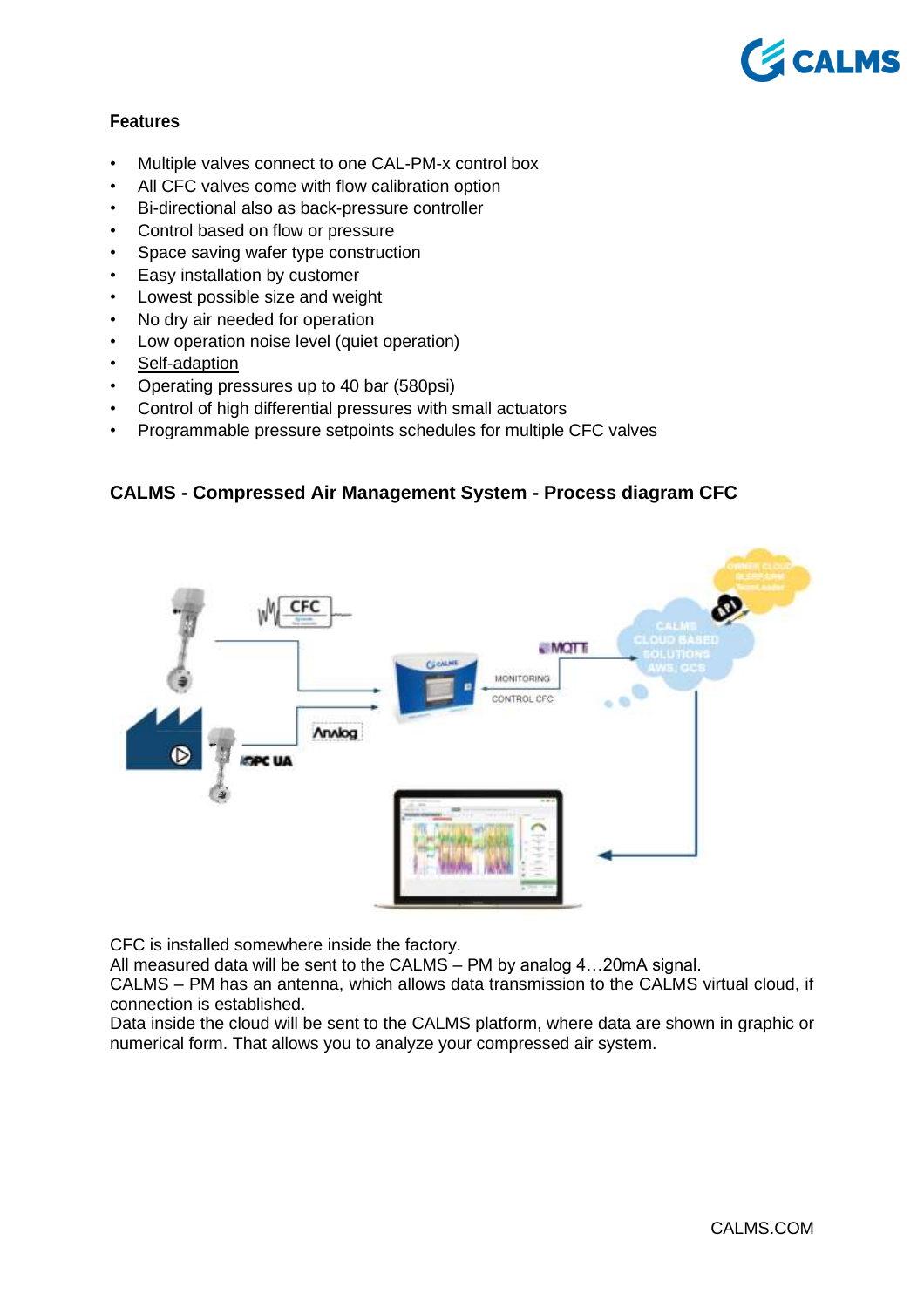**Features**

- Multiple valves connect to one CAL-PM-x control box
- All CFC valves come with flow calibration option
- Bi-directional also as back-pressure controller
- Control based on flow or pressure
- Space saving wafer type construction
- Easy installation by customer
- Lowest possible size and weight
- No dry air needed for operation
- Low operation noise level (quiet operation)
- Self-adaption
- Operating pressures up to 40 bar (580psi)
- Control of high differential pressures with small actuators
- Programmable pressure setpoints schedules for multiple CFC valves

**CALMS - Compressed Air Management System - Process diagram CFC**

CFC is installed somewhere inside the factory.
All measured data will be sent to the CALMS – PM by analog 4…20mA signal.
CALMS – PM has an antenna, which allows data transmission to the CALMS virtual cloud, if connection is established.
Data inside the cloud will be sent to the CALMS platform, where data are shown in graphic or numerical form. That allows you to analyze your compressed air system.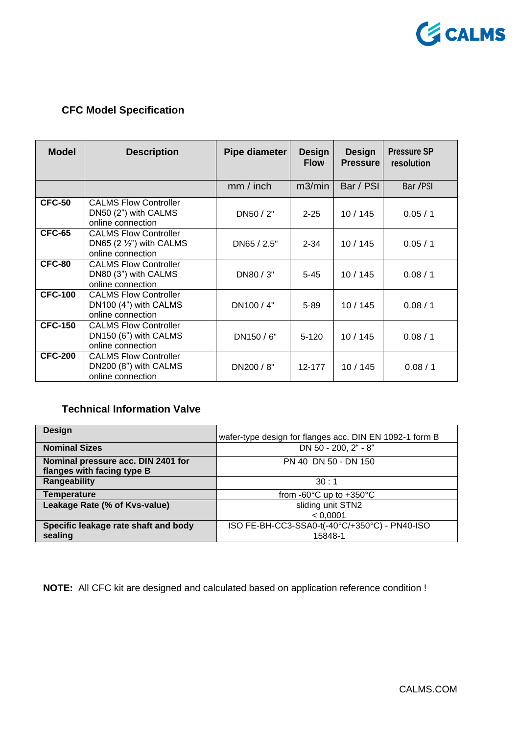### CFC Model Specification

| Model | Description | Pipe diameter | Design Flow | Design Pressure | Pressure SP resolution |
|---|---|---|---|---|---|
| | | mm / inch | m3/min | Bar / PSI | Bar /PSI |
| **CFC-50** | CALMS Flow Controller DN50 (2") with CALMS online connection | DN50 / 2" | 2-25 | 10 / 145 | 0.05 / 1 |
| **CFC-65** | CALMS Flow Controller DN65 (2 ½") with CALMS online connection | DN65 / 2.5" | 2-34 | 10 / 145 | 0.05 / 1 |
| **CFC-80** | CALMS Flow Controller DN80 (3") with CALMS online connection | DN80 / 3" | 5-45 | 10 / 145 | 0.08 / 1 |
| **CFC-100** | CALMS Flow Controller DN100 (4") with CALMS online connection | DN100 / 4" | 5-89 | 10 / 145 | 0.08 / 1 |
| **CFC-150** | CALMS Flow Controller DN150 (6") with CALMS online connection | DN150 / 6" | 5-120 | 10 / 145 | 0.08 / 1 |
| **CFC-200** | CALMS Flow Controller DN200 (8") with CALMS online connection | DN200 / 8" | 12-177 | 10 / 145 | 0.08 / 1 |

### Technical Information Valve

| | |
|---|---|
| **Design** | wafer-type design for flanges acc. DIN EN 1092-1 form B |
| **Nominal Sizes** | DN 50 - 200, 2" - 8" |
| **Nominal pressure acc. DIN 2401 for flanges with facing type B** | PN 40 DN 50 - DN 150 |
| **Rangeability** | 30 : 1 |
| **Temperature** | from -60°C up to +350°C |
| **Leakage Rate (% of Kvs-value)** | sliding unit STN2 < 0,0001 |
| **Specific leakage rate shaft and body sealing** | ISO FE-BH-CC3-SSA0-t(-40°C/+350°C) - PN40-ISO 15848-1 |

**NOTE:** All CFC kit are designed and calculated based on application reference condition !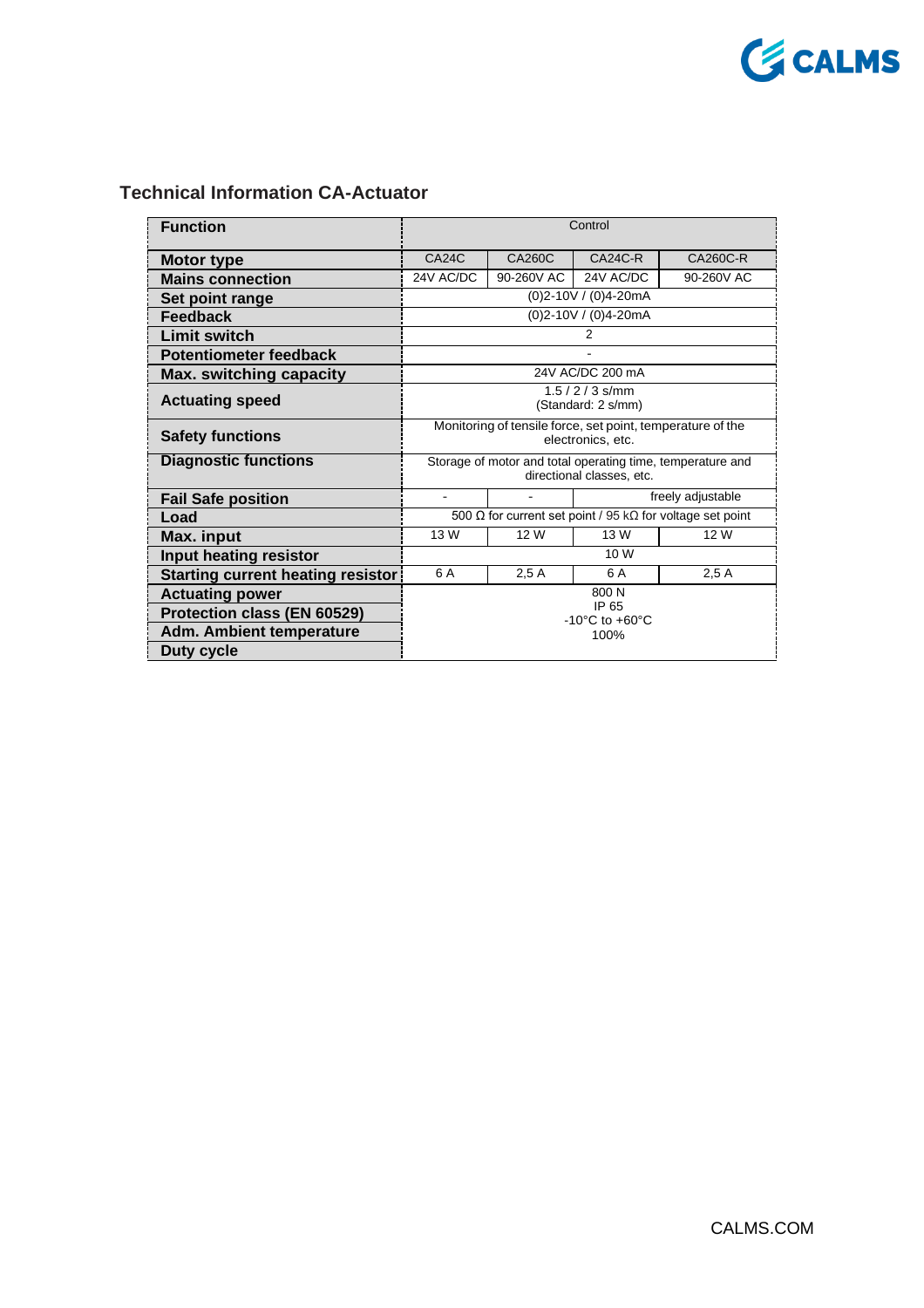## Technical Information CA-Actuator

| Function | Control | | | |
|---|---|---|---|---|
| Motor type | CA24C | CA260C | CA24C-R | CA260C-R |
| Mains connection | 24V AC/DC | 90-260V AC | 24V AC/DC | 90-260V AC |
| Set point range | (0)2-10V / (0)4-20mA | | | |
| Feedback | (0)2-10V / (0)4-20mA | | | |
| Limit switch | 2 | | | |
| Potentiometer feedback | - | | | |
| Max. switching capacity | 24V AC/DC 200 mA | | | |
| Actuating speed | 1.5 / 2 / 3 s/mm (Standard: 2 s/mm) | | | |
| Safety functions | Monitoring of tensile force, set point, temperature of the electronics, etc. | | | |
| Diagnostic functions | Storage of motor and total operating time, temperature and directional classes, etc. | | | |
| Fail Safe position | - | - | freely adjustable | |
| Load | 500 Ω for current set point / 95 kΩ for voltage set point | | | |
| Max. input | 13 W | 12 W | 13 W | 12 W |
| Input heating resistor | 10 W | | | |
| Starting current heating resistor | 6 A | 2,5 A | 6 A | 2,5 A |
| Actuating power | 800 N | | | |
| Protection class (EN 60529) | IP 65 | | | |
| Adm. Ambient temperature | -10°C to +60°C | | | |
| Duty cycle | 100% | | | |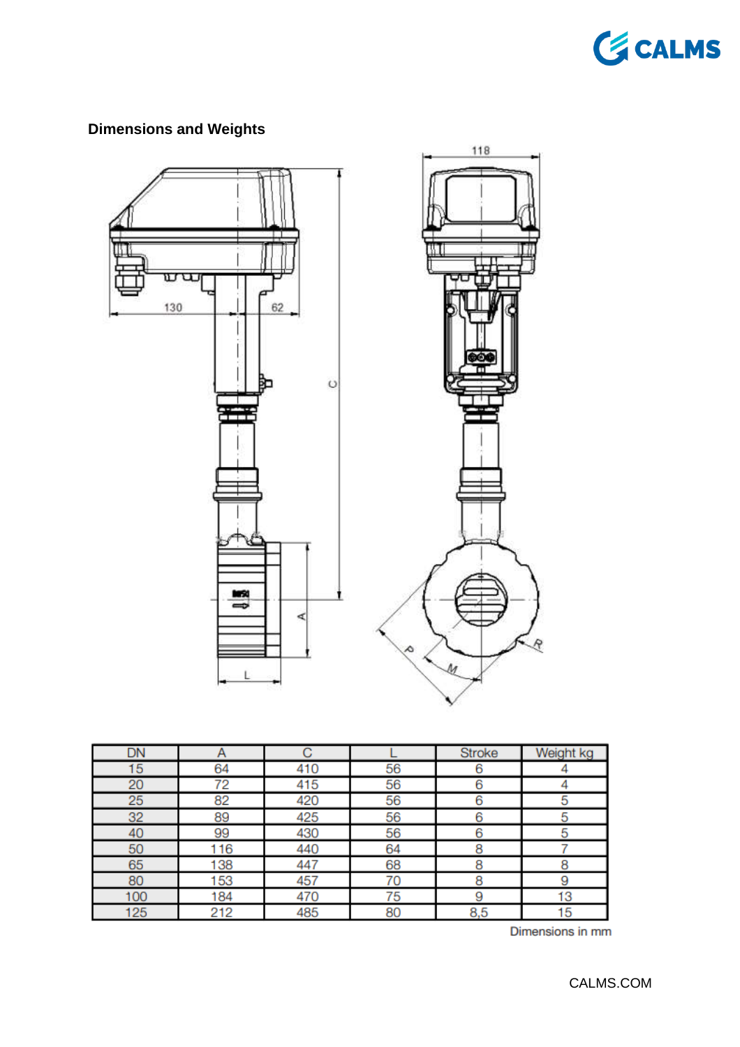## Dimensions and Weights

| DN | A | C | L | Stroke | Weight kg |
|---|---|---|---|---|---|
| 15 | 64 | 410 | 56 | 6 | 4 |
| 20 | 72 | 415 | 56 | 6 | 4 |
| 25 | 82 | 420 | 56 | 6 | 5 |
| 32 | 89 | 425 | 56 | 6 | 5 |
| 40 | 99 | 430 | 56 | 6 | 5 |
| 50 | 116 | 440 | 64 | 8 | 7 |
| 65 | 138 | 447 | 68 | 8 | 8 |
| 80 | 153 | 457 | 70 | 8 | 9 |
| 100 | 184 | 470 | 75 | 9 | 13 |
| 125 | 212 | 485 | 80 | 8,5 | 15 |

Dimensions in mm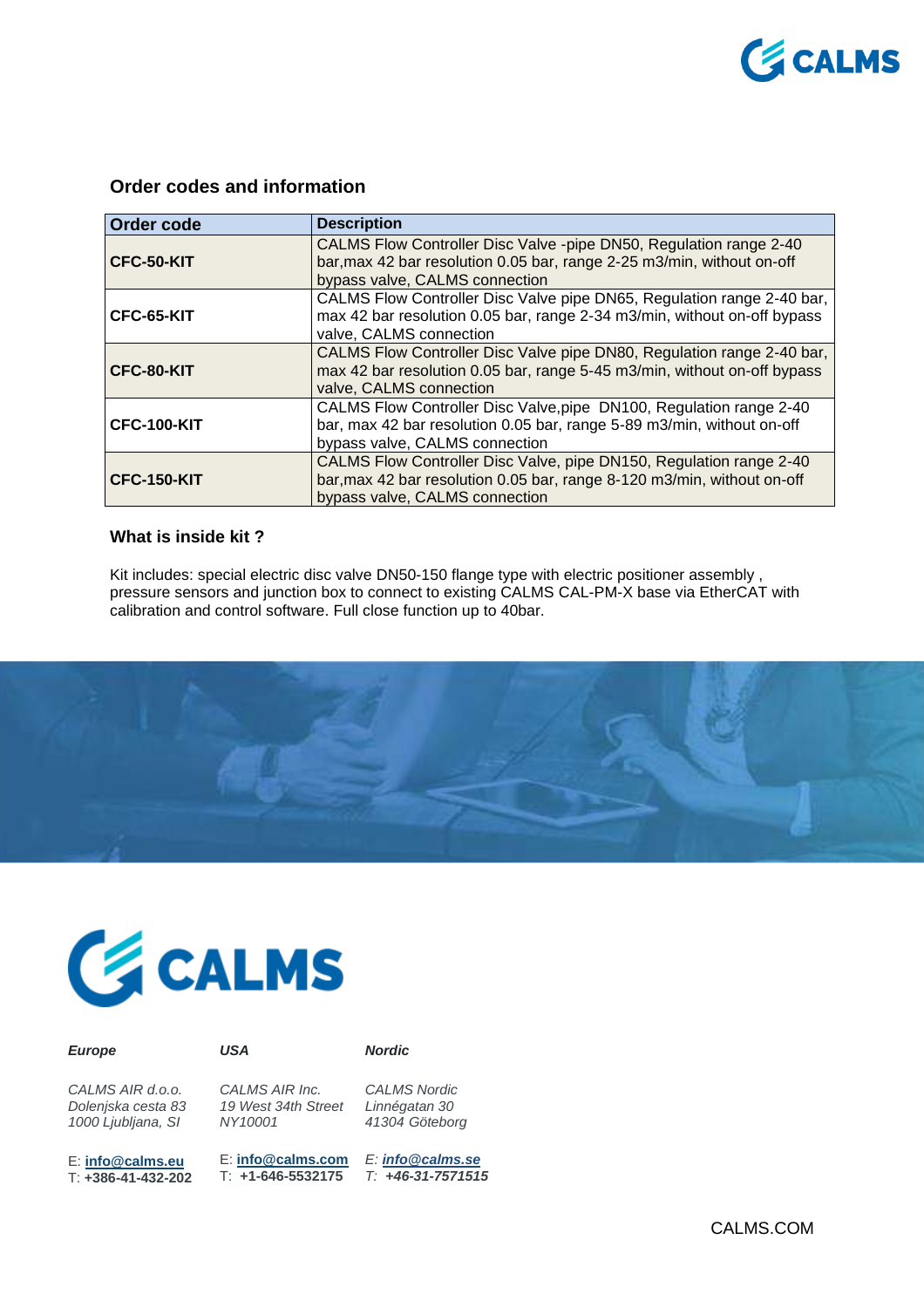## Order codes and information

| Order code | Description |
|---|---|
| **CFC-50-KIT** | CALMS Flow Controller Disc Valve -pipe DN50, Regulation range 2-40 bar,max 42 bar resolution 0.05 bar, range 2-25 m3/min, without on-off bypass valve, CALMS connection |
| **CFC-65-KIT** | CALMS Flow Controller Disc Valve pipe DN65, Regulation range 2-40 bar, max 42 bar resolution 0.05 bar, range 2-34 m3/min, without on-off bypass valve, CALMS connection |
| **CFC-80-KIT** | CALMS Flow Controller Disc Valve pipe DN80, Regulation range 2-40 bar, max 42 bar resolution 0.05 bar, range 5-45 m3/min, without on-off bypass valve, CALMS connection |
| **CFC-100-KIT** | CALMS Flow Controller Disc Valve,pipe DN100, Regulation range 2-40 bar, max 42 bar resolution 0.05 bar, range 5-89 m3/min, without on-off bypass valve, CALMS connection |
| **CFC-150-KIT** | CALMS Flow Controller Disc Valve, pipe DN150, Regulation range 2-40 bar,max 42 bar resolution 0.05 bar, range 8-120 m3/min, without on-off bypass valve, CALMS connection |

### What is inside kit ?

Kit includes: special electric disc valve DN50-150 flange type with electric positioner assembly , pressure sensors and junction box to connect to existing CALMS CAL-PM-X base via EtherCAT with calibration and control software. Full close function up to 40bar.

**CALMS**

***Europe***

*CALMS AIR d.o.o.*
*Dolenjska cesta 83*
*1000 Ljubljana, SI*

E: **info@calms.eu**
T: **+386-41-432-202**

***USA***

*CALMS AIR Inc.*
*19 West 34th Street*
*NY10001*

E: **info@calms.com**
T: **+1-646-5532175**

***Nordic***

*CALMS Nordic*
*Linnégatan 30*
*41304 Göteborg*

*E:* ***info@calms.se***
*T:* ***+46-31-7571515***

CALMS.COM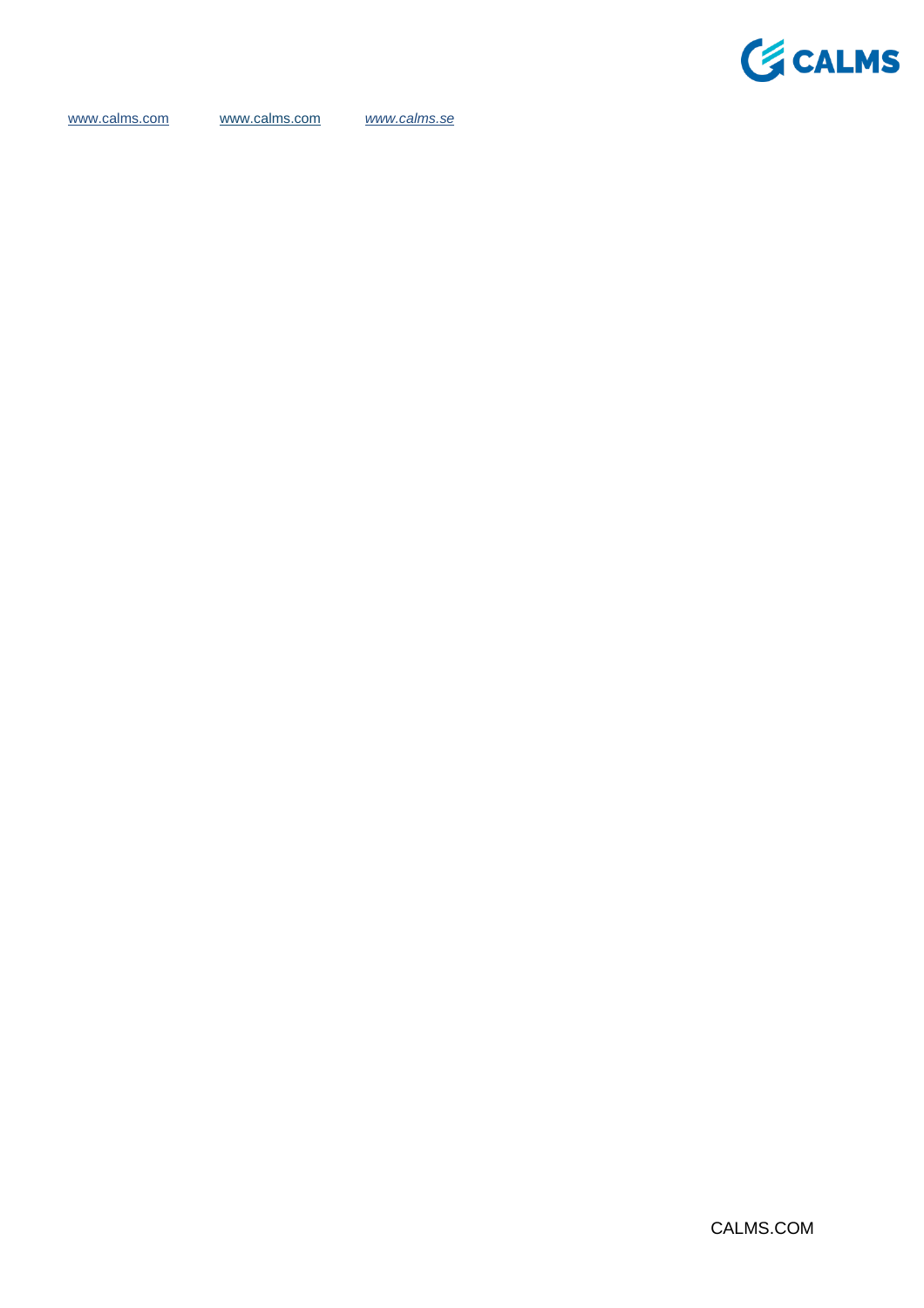www.calms.com www.calms.com *www.calms.se*

CALMS.COM